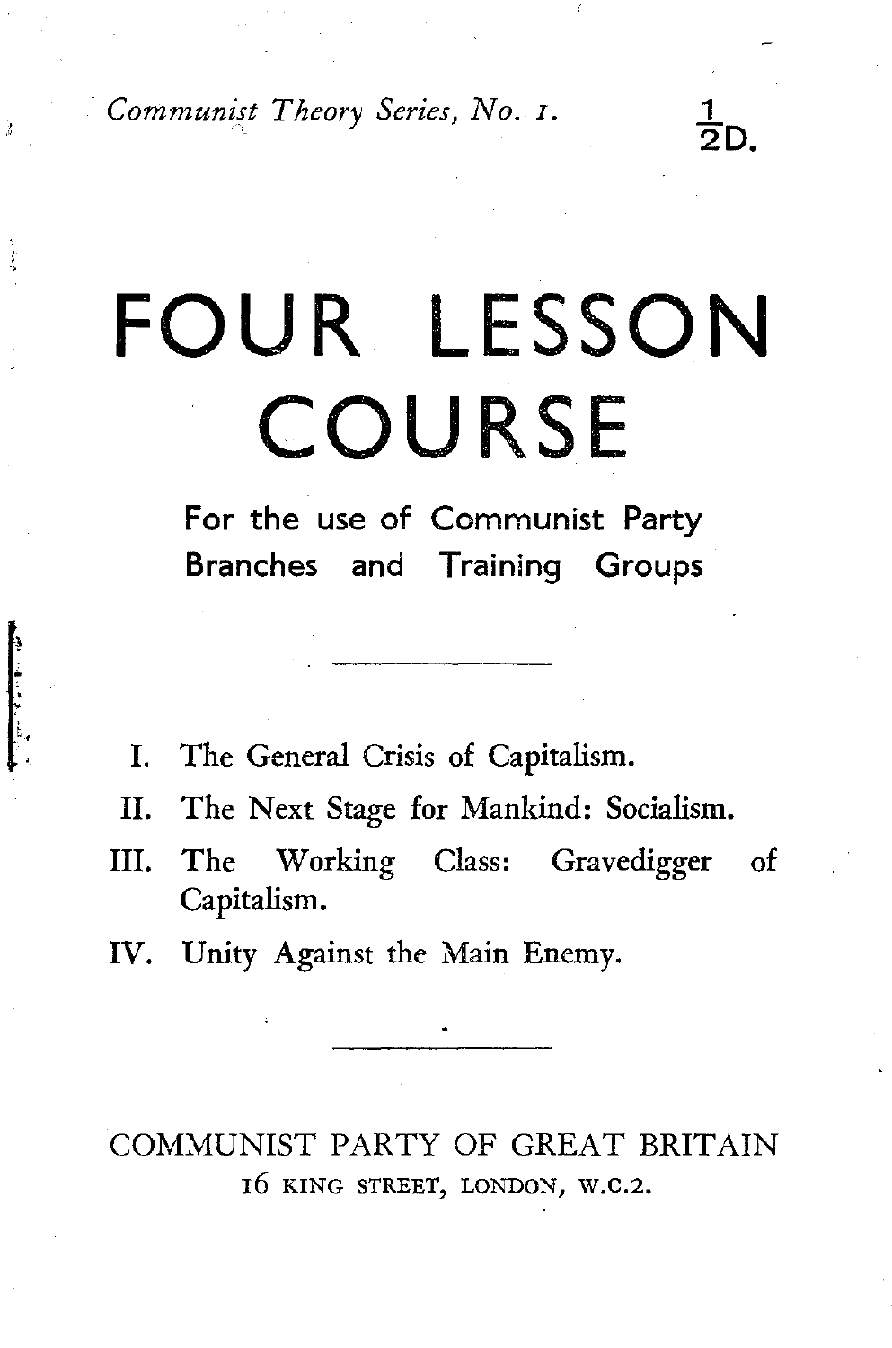*Communist Theory Series, No. 1.*

$\frac{1}{2}$D.

# FOUR LESSON COURSE

**For the use of Communist Party Branches and Training Groups**

---

I. The General Crisis of Capitalism.

II. The Next Stage for Mankind: Socialism.

III. The Working Class: Gravedigger of Capitalism.

IV. Unity Against the Main Enemy.

---

COMMUNIST PARTY OF GREAT BRITAIN

16 KING STREET, LONDON, W.C.2.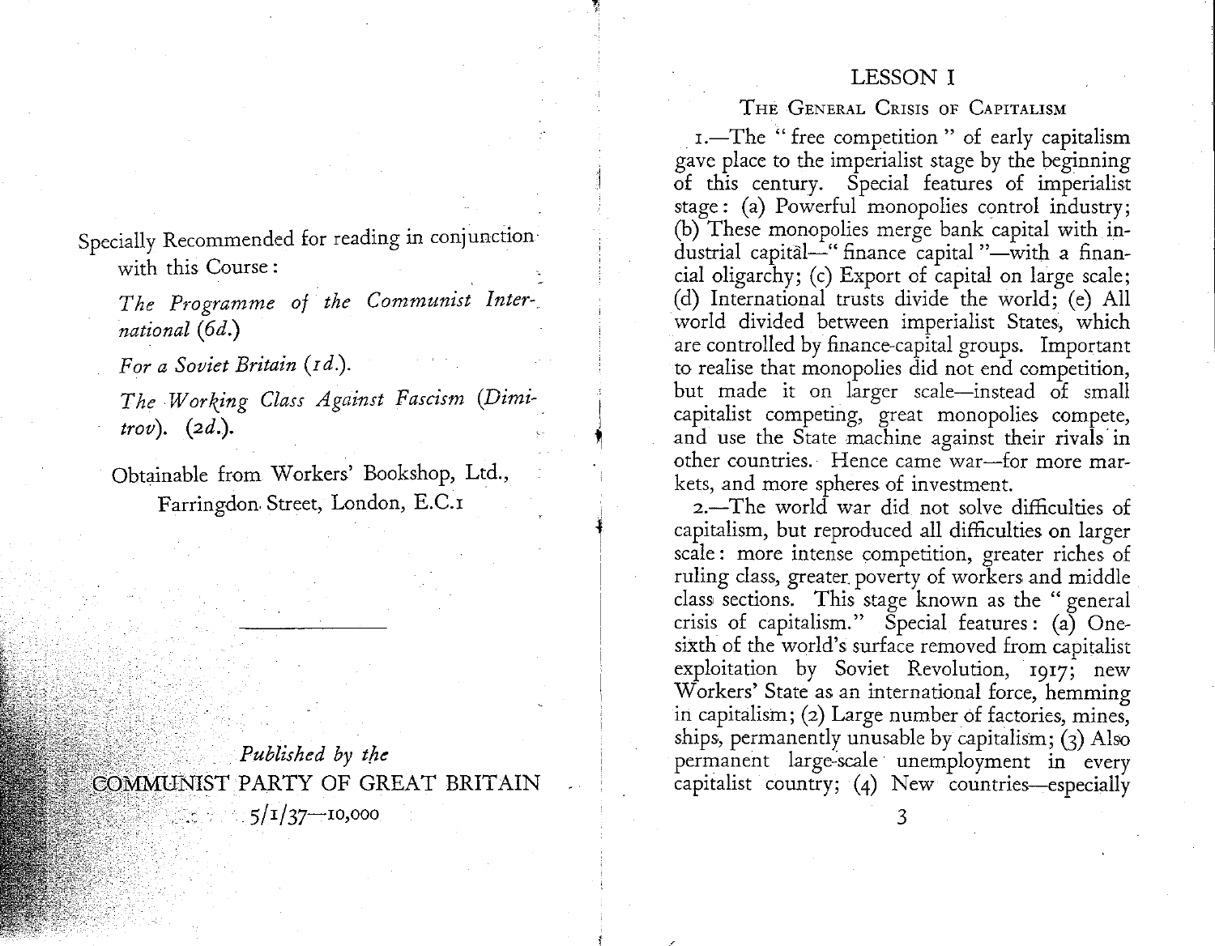Specially Recommended for reading in conjunction with this Course:

*The Programme of the Communist International* (6*d*.)

*For a Soviet Britain* (1*d*.).

*The Working Class Against Fascism* (*Dimitrov*). (2*d*.).

Obtainable from Workers' Bookshop, Ltd., Farringdon Street, London, E.C.1

---

*Published by the*
COMMUNIST PARTY OF GREAT BRITAIN
5/1/37—10,000

# LESSON I

## The General Crisis of Capitalism

1.—The "free competition" of early capitalism gave place to the imperialist stage by the beginning of this century. Special features of imperialist stage: (a) Powerful monopolies control industry; (b) These monopolies merge bank capital with industrial capital—"finance capital"—with a financial oligarchy; (c) Export of capital on large scale; (d) International trusts divide the world; (e) All world divided between imperialist States, which are controlled by finance-capital groups. Important to realise that monopolies did not end competition, but made it on larger scale—instead of small capitalist competing, great monopolies compete, and use the State machine against their rivals in other countries. Hence came war—for more markets, and more spheres of investment.

2.—The world war did not solve difficulties of capitalism, but reproduced all difficulties on larger scale: more intense competition, greater riches of ruling class, greater poverty of workers and middle class sections. This stage known as the "general crisis of capitalism." Special features: (a) One-sixth of the world's surface removed from capitalist exploitation by Soviet Revolution, 1917; new Workers' State as an international force, hemming in capitalism; (2) Large number of factories, mines, ships, permanently unusable by capitalism; (3) Also permanent large-scale unemployment in every capitalist country; (4) New countries—especially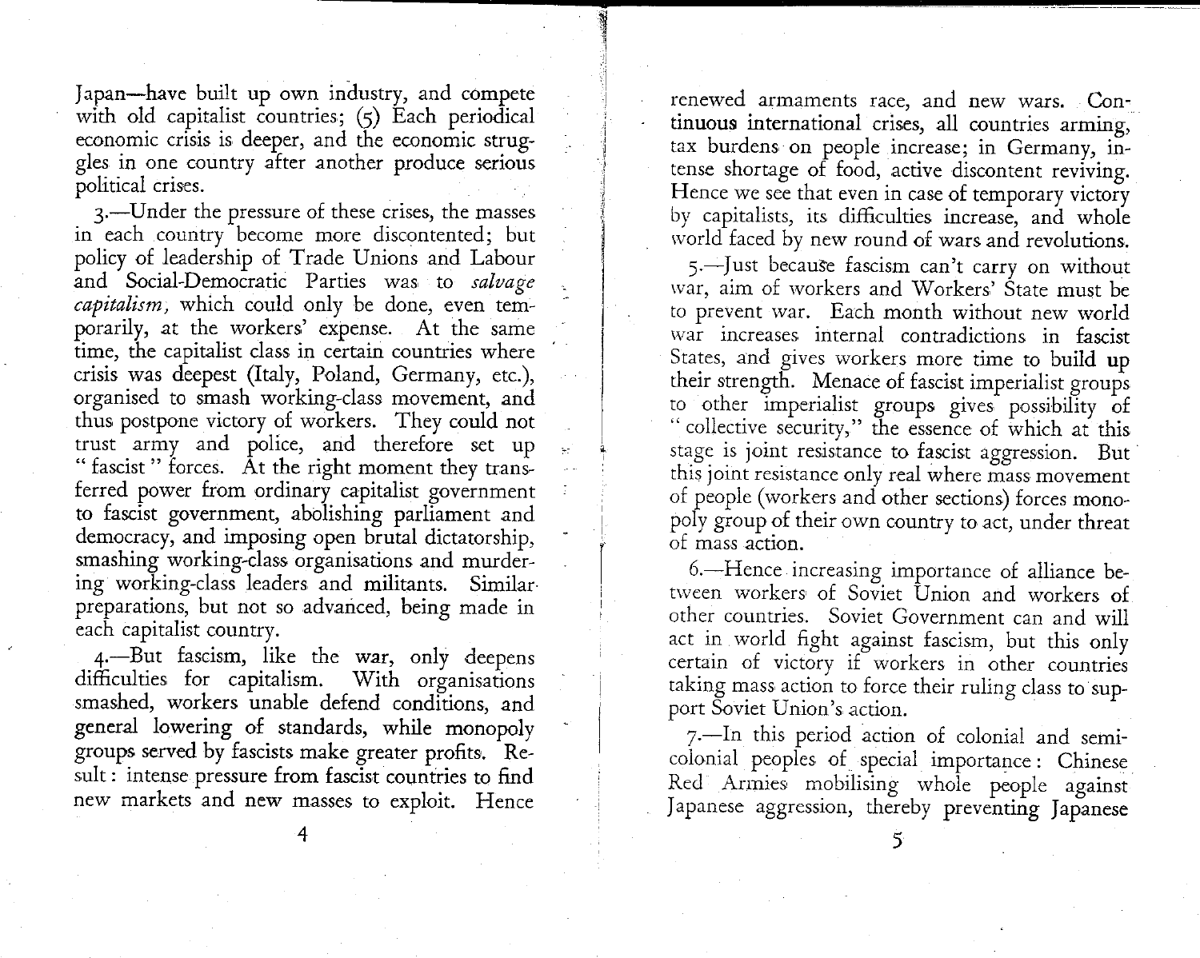Japan—have built up own industry, and compete with old capitalist countries; (5) Each periodical economic crisis is deeper, and the economic struggles in one country after another produce serious political crises.

3.—Under the pressure of these crises, the masses in each country become more discontented; but policy of leadership of Trade Unions and Labour and Social-Democratic Parties was to *salvage capitalism,* which could only be done, even temporarily, at the workers' expense. At the same time, the capitalist class in certain countries where crisis was deepest (Italy, Poland, Germany, etc.), organised to smash working-class movement, and thus postpone victory of workers. They could not trust army and police, and therefore set up "fascist" forces. At the right moment they transferred power from ordinary capitalist government to fascist government, abolishing parliament and democracy, and imposing open brutal dictatorship, smashing working-class organisations and murdering working-class leaders and militants. Similar preparations, but not so advanced, being made in each capitalist country.

4.—But fascism, like the war, only deepens difficulties for capitalism. With organisations smashed, workers unable defend conditions, and general lowering of standards, while monopoly groups served by fascists make greater profits. Result: intense pressure from fascist countries to find new markets and new masses to exploit. Hence renewed armaments race, and new wars. Continuous international crises, all countries arming, tax burdens on people increase; in Germany, intense shortage of food, active discontent reviving. Hence we see that even in case of temporary victory by capitalists, its difficulties increase, and whole world faced by new round of wars and revolutions.

5.—Just because fascism can't carry on without war, aim of workers and Workers' State must be to prevent war. Each month without new world war increases internal contradictions in fascist States, and gives workers more time to build up their strength. Menace of fascist imperialist groups to other imperialist groups gives possibility of "collective security," the essence of which at this stage is joint resistance to fascist aggression. But this joint resistance only real where mass movement of people (workers and other sections) forces monopoly group of their own country to act, under threat of mass action.

6.—Hence increasing importance of alliance between workers of Soviet Union and workers of other countries. Soviet Government can and will act in world fight against fascism, but this only certain of victory if workers in other countries taking mass action to force their ruling class to support Soviet Union's action.

7.—In this period action of colonial and semi-colonial peoples of special importance: Chinese Red Armies mobilising whole people against Japanese aggression, thereby preventing Japanese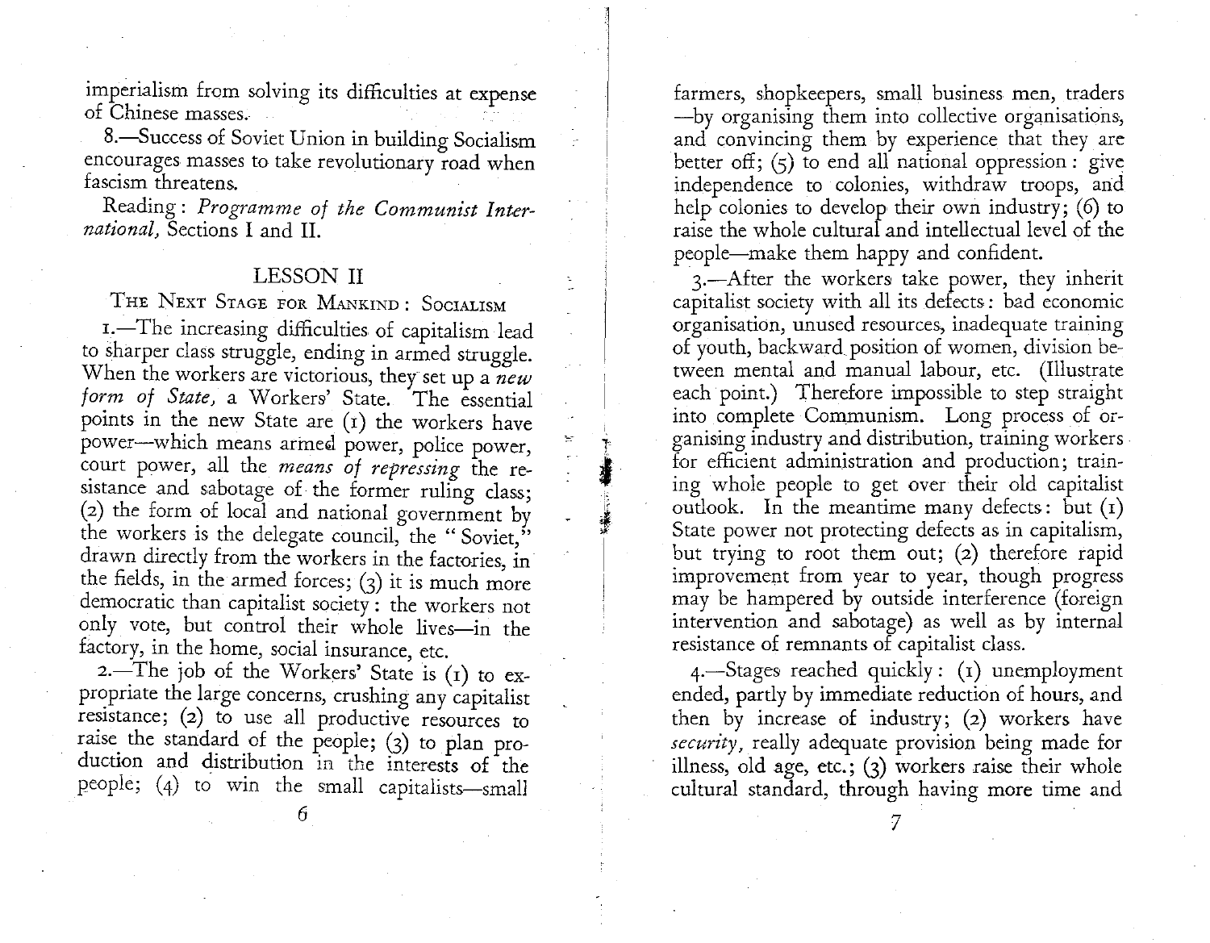imperialism from solving its difficulties at expense of Chinese masses.

8.—Success of Soviet Union in building Socialism encourages masses to take revolutionary road when fascism threatens.

Reading: *Programme of the Communist International,* Sections I and II.

## LESSON II

### The Next Stage for Mankind: Socialism

1.—The increasing difficulties of capitalism lead to sharper class struggle, ending in armed struggle. When the workers are victorious, they set up a *new form of State,* a Workers' State. The essential points in the new State are (1) the workers have power—which means armed power, police power, court power, all the *means of repressing* the resistance and sabotage of the former ruling class; (2) the form of local and national government by the workers is the delegate council, the "Soviet," drawn directly from the workers in the factories, in the fields, in the armed forces; (3) it is much more democratic than capitalist society: the workers not only vote, but control their whole lives—in the factory, in the home, social insurance, etc.

2.—The job of the Workers' State is (1) to expropriate the large concerns, crushing any capitalist resistance; (2) to use all productive resources to raise the standard of the people; (3) to plan production and distribution in the interests of the people; (4) to win the small capitalists—small farmers, shopkeepers, small business men, traders—by organising them into collective organisations, and convincing them by experience that they are better off; (5) to end all national oppression: give independence to colonies, withdraw troops, and help colonies to develop their own industry; (6) to raise the whole cultural and intellectual level of the people—make them happy and confident.

3.—After the workers take power, they inherit capitalist society with all its defects: bad economic organisation, unused resources, inadequate training of youth, backward position of women, division between mental and manual labour, etc. (Illustrate each point.) Therefore impossible to step straight into complete Communism. Long process of organising industry and distribution, training workers for efficient administration and production; training whole people to get over their old capitalist outlook. In the meantime many defects: but (1) State power not protecting defects as in capitalism, but trying to root them out; (2) therefore rapid improvement from year to year, though progress may be hampered by outside interference (foreign intervention and sabotage) as well as by internal resistance of remnants of capitalist class.

4.—Stages reached quickly: (1) unemployment ended, partly by immediate reduction of hours, and then by increase of industry; (2) workers have *security,* really adequate provision being made for illness, old age, etc.; (3) workers raise their whole cultural standard, through having more time and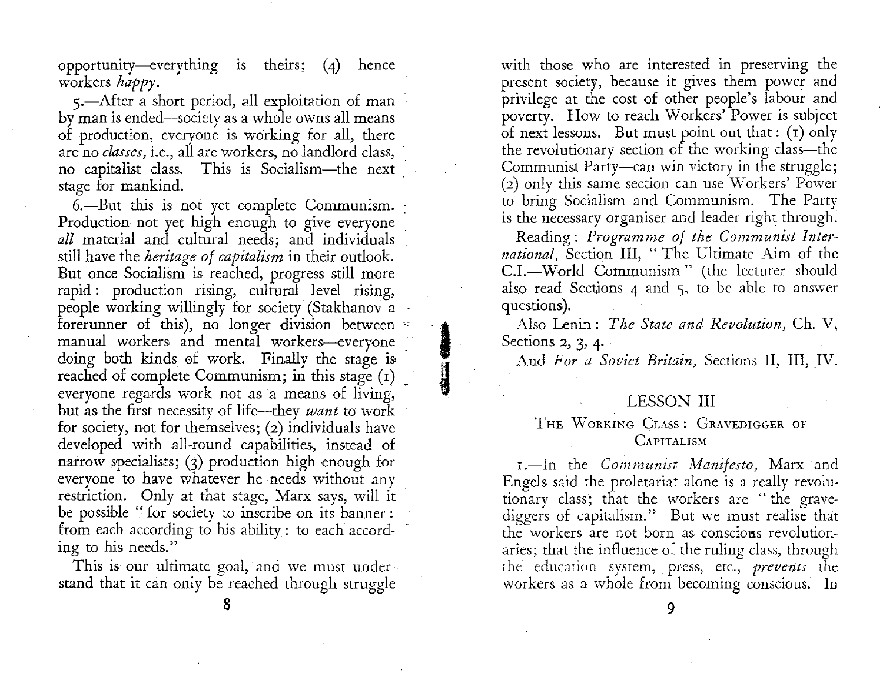opportunity—everything is theirs; (4) hence workers *happy*.

5.—After a short period, all exploitation of man by man is ended—society as a whole owns all means of production, everyone is working for all, there are no *classes*, i.e., all are workers, no landlord class, no capitalist class. This is Socialism—the next stage for mankind.

6.—But this is not yet complete Communism. Production not yet high enough to give everyone *all* material and cultural needs; and individuals still have the *heritage of capitalism* in their outlook. But once Socialism is reached, progress still more rapid: production rising, cultural level rising, people working willingly for society (Stakhanov a forerunner of this), no longer division between manual workers and mental workers—everyone doing both kinds of work. Finally the stage is reached of complete Communism; in this stage (1) everyone regards work not as a means of living, but as the first necessity of life—they *want* to work for society, not for themselves; (2) individuals have developed with all-round capabilities, instead of narrow specialists; (3) production high enough for everyone to have whatever he needs without any restriction. Only at that stage, Marx says, will it be possible "for society to inscribe on its banner: from each according to his ability: to each according to his needs."

This is our ultimate goal, and we must understand that it can only be reached through struggle with those who are interested in preserving the present society, because it gives them power and privilege at the cost of other people's labour and poverty. How to reach Workers' Power is subject of next lessons. But must point out that: (1) only the revolutionary section of the working class—the Communist Party—can win victory in the struggle; (2) only this same section can use Workers' Power to bring Socialism and Communism. The Party is the necessary organiser and leader right through.

Reading: *Programme of the Communist International*, Section III, "The Ultimate Aim of the C.I.—World Communism" (the lecturer should also read Sections 4 and 5, to be able to answer questions).

Also Lenin: *The State and Revolution*, Ch. V, Sections 2, 3, 4.

And *For a Soviet Britain*, Sections II, III, IV.

## LESSON III

### The Working Class: Gravedigger of Capitalism

1.—In the *Communist Manifesto*, Marx and Engels said the proletariat alone is a really revolutionary class; that the workers are "the gravediggers of capitalism." But we must realise that the workers are not born as conscious revolutionaries; that the influence of the ruling class, through the education system, press, etc., *prevents* the workers as a whole from becoming conscious. In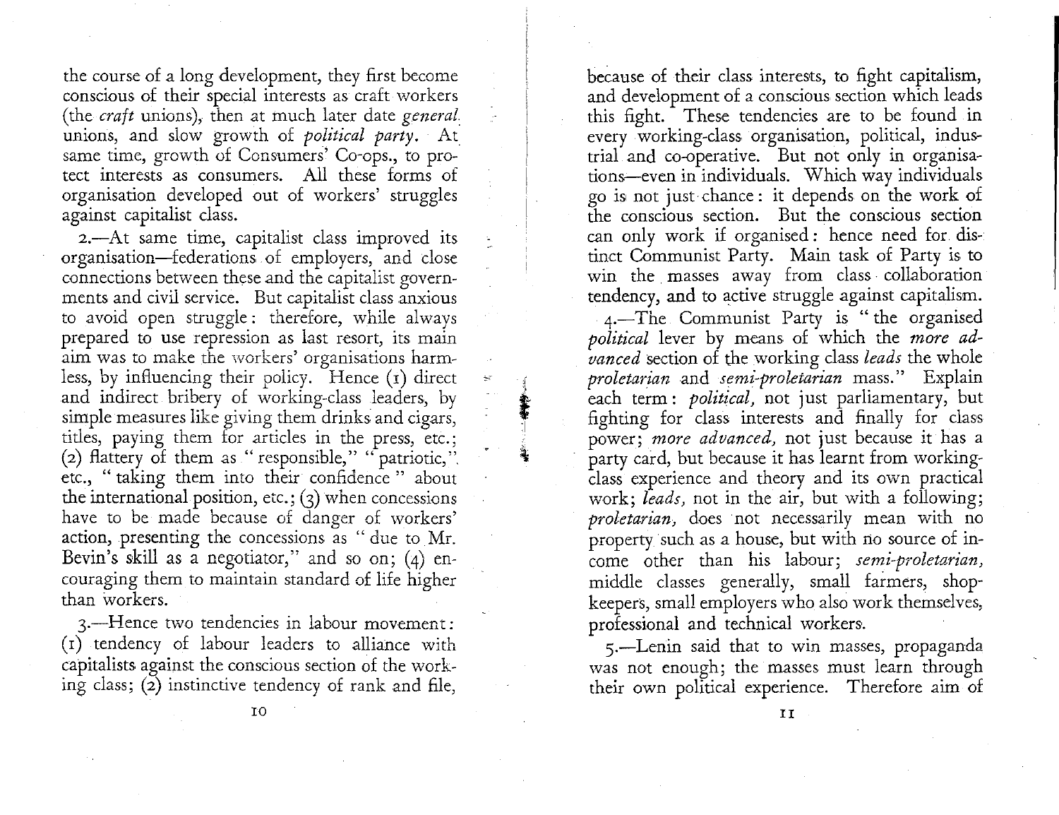the course of a long development, they first become conscious of their special interests as craft workers (the *craft* unions), then at much later date *general* unions, and slow growth of *political party*. At same time, growth of Consumers' Co-ops., to protect interests as consumers. All these forms of organisation developed out of workers' struggles against capitalist class.

2.—At same time, capitalist class improved its organisation—federations of employers, and close connections between these and the capitalist governments and civil service. But capitalist class anxious to avoid open struggle: therefore, while always prepared to use repression as last resort, its main aim was to make the workers' organisations harmless, by influencing their policy. Hence (1) direct and indirect bribery of working-class leaders, by simple measures like giving them drinks and cigars, titles, paying them for articles in the press, etc.; (2) flattery of them as "responsible," "patriotic," etc., "taking them into their confidence" about the international position, etc.; (3) when concessions have to be made because of danger of workers' action, presenting the concessions as "due to Mr. Bevin's skill as a negotiator," and so on; (4) encouraging them to maintain standard of life higher than workers.

3.—Hence two tendencies in labour movement: (1) tendency of labour leaders to alliance with capitalists against the conscious section of the working class; (2) instinctive tendency of rank and file, because of their class interests, to fight capitalism, and development of a conscious section which leads this fight. These tendencies are to be found in every working-class organisation, political, industrial and co-operative. But not only in organisations—even in individuals. Which way individuals go is not just chance: it depends on the work of the conscious section. But the conscious section can only work if organised: hence need for distinct Communist Party. Main task of Party is to win the masses away from class collaboration tendency, and to active struggle against capitalism.

4.—The Communist Party is "the organised *political* lever by means of which the *more advanced* section of the working class *leads* the whole *proletarian* and *semi-proletarian* mass." Explain each term: *political,* not just parliamentary, but fighting for class interests and finally for class power; *more advanced,* not just because it has a party card, but because it has learnt from working-class experience and theory and its own practical work; *leads,* not in the air, but with a following; *proletarian,* does not necessarily mean with no property such as a house, but with no source of income other than his labour; *semi-proletarian,* middle classes generally, small farmers, shopkeepers, small employers who also work themselves, professional and technical workers.

5.—Lenin said that to win masses, propaganda was not enough; the masses must learn through their own political experience. Therefore aim of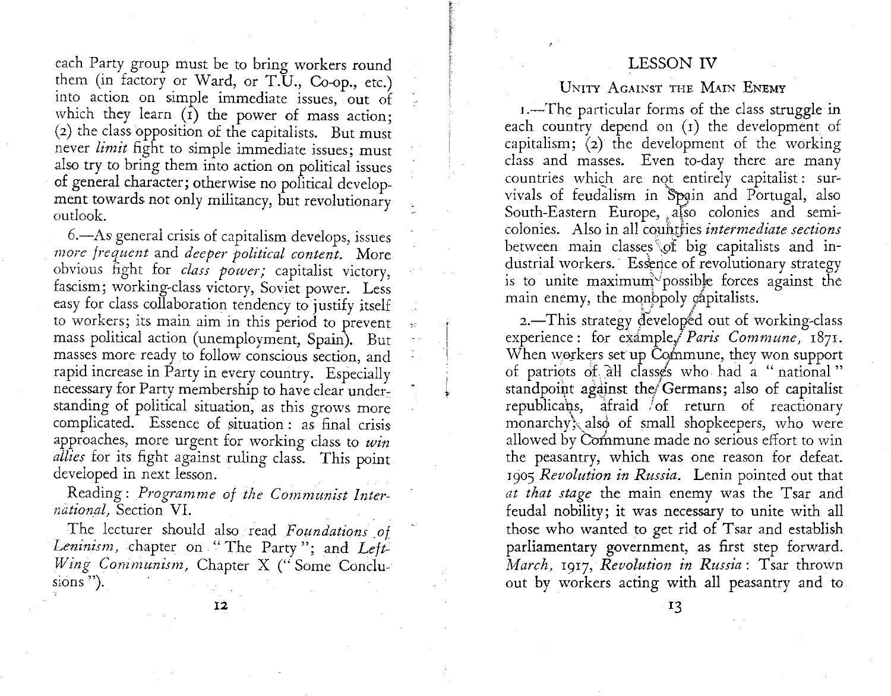each Party group must be to bring workers round them (in factory or Ward, or T.U., Co-op., etc.) into action on simple immediate issues, out of which they learn (1) the power of mass action; (2) the class opposition of the capitalists. But must never *limit* fight to simple immediate issues; must also try to bring them into action on political issues of general character; otherwise no political development towards not only militancy, but revolutionary outlook.

6.—As general crisis of capitalism develops, issues *more frequent* and *deeper political content.* More obvious fight for *class power;* capitalist victory, fascism; working-class victory, Soviet power. Less easy for class collaboration tendency to justify itself to workers; its main aim in this period to prevent mass political action (unemployment, Spain). But masses more ready to follow conscious section, and rapid increase in Party in every country. Especially necessary for Party membership to have clear understanding of political situation, as this grows more complicated. Essence of situation: as final crisis approaches, more urgent for working class to *win allies* for its fight against ruling class. This point developed in next lesson.

Reading: *Programme of the Communist International,* Section VI.

The lecturer should also read *Foundations of Leninism,* chapter on "The Party"; and *Left-Wing Communism,* Chapter X ("Some Conclusions").

## LESSON IV

### Unity Against the Main Enemy

1.—The particular forms of the class struggle in each country depend on (1) the development of capitalism; (2) the development of the working class and masses. Even to-day there are many countries which are not entirely capitalist: survivals of feudalism in Spain and Portugal, also South-Eastern Europe, also colonies and semi-colonies. Also in all countries *intermediate sections* between main classes of big capitalists and industrial workers. Essence of revolutionary strategy is to unite maximum possible forces against the main enemy, the monopoly capitalists.

2.—This strategy developed out of working-class experience: for example, *Paris Commune,* 1871. When workers set up Commune, they won support of patriots of all classes who had a "national" standpoint against the Germans; also of capitalist republicans, afraid of return of reactionary monarchy; also of small shopkeepers, who were allowed by Commune made no serious effort to win the peasantry, which was one reason for defeat. 1905 *Revolution in Russia.* Lenin pointed out that *at that stage* the main enemy was the Tsar and feudal nobility; it was necessary to unite with all those who wanted to get rid of Tsar and establish parliamentary government, as first step forward. *March,* 1917, *Revolution in Russia*: Tsar thrown out by workers acting with all peasantry and to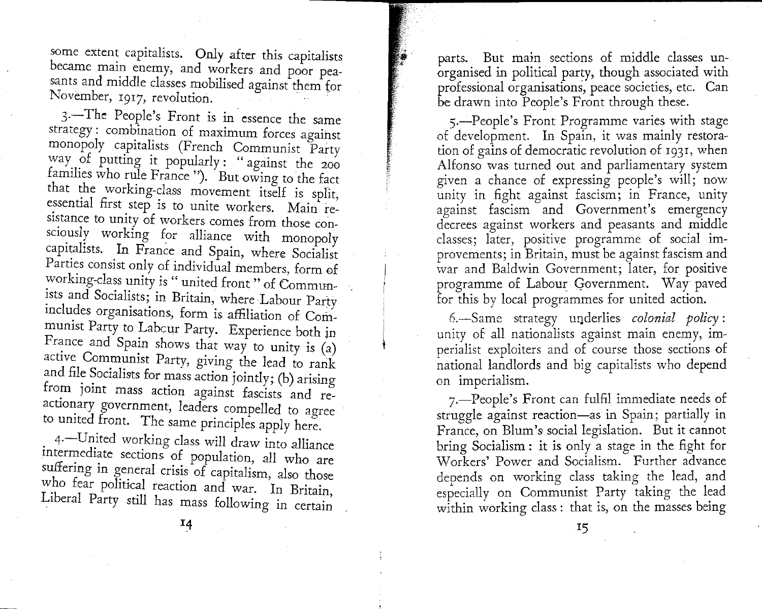some extent capitalists. Only after this capitalists became main enemy, and workers and poor peasants and middle classes mobilised against them for November, 1917, revolution.

3.—The People's Front is in essence the same strategy: combination of maximum forces against monopoly capitalists (French Communist Party way of putting it popularly: "against the 200 families who rule France"). But owing to the fact that the working-class movement itself is split, essential first step is to unite workers. Main resistance to unity of workers comes from those consciously working for alliance with monopoly capitalists. In France and Spain, where Socialist Parties consist only of individual members, form of working-class unity is "united front" of Communists and Socialists; in Britain, where Labour Party includes organisations, form is affiliation of Communist Party to Labour Party. Experience both in France and Spain shows that way to unity is (a) active Communist Party, giving the lead to rank and file Socialists for mass action jointly; (b) arising from joint mass action against fascists and reactionary government, leaders compelled to agree to united front. The same principles apply here.

4.—United working class will draw into alliance intermediate sections of population, all who are suffering in general crisis of capitalism, also those who fear political reaction and war. In Britain, Liberal Party still has mass following in certain parts. But main sections of middle classes unorganised in political party, though associated with professional organisations, peace societies, etc. Can be drawn into People's Front through these.

5.—People's Front Programme varies with stage of development. In Spain, it was mainly restoration of gains of democratic revolution of 1931, when Alfonso was turned out and parliamentary system given a chance of expressing people's will; now unity in fight against fascism; in France, unity against fascism and Government's emergency decrees against workers and peasants and middle classes; later, positive programme of social improvements; in Britain, must be against fascism and war and Baldwin Government; later, for positive programme of Labour Government. Way paved for this by local programmes for united action.

6.—Same strategy underlies *colonial policy*: unity of all nationalists against main enemy, imperialist exploiters and of course those sections of national landlords and big capitalists who depend on imperialism.

7.—People's Front can fulfil immediate needs of struggle against reaction—as in Spain; partially in France, on Blum's social legislation. But it cannot bring Socialism: it is only a stage in the fight for Workers' Power and Socialism. Further advance depends on working class taking the lead, and especially on Communist Party taking the lead within working class: that is, on the masses being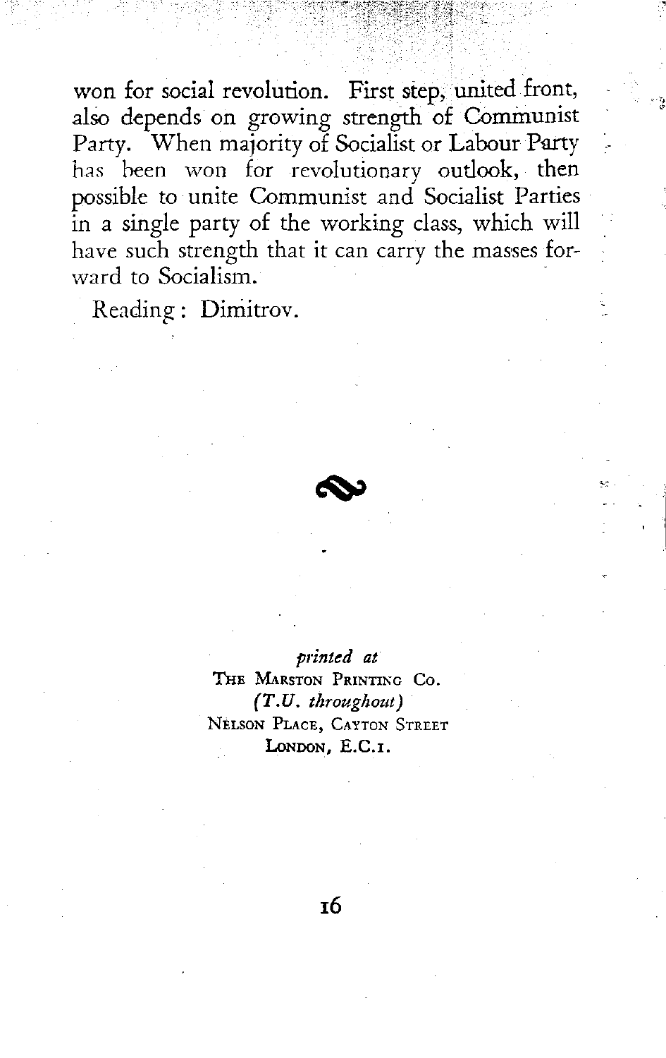won for social revolution. First step, united front, also depends on growing strength of Communist Party. When majority of Socialist or Labour Party has been won for revolutionary outlook, then possible to unite Communist and Socialist Parties in a single party of the working class, which will have such strength that it can carry the masses forward to Socialism.

Reading: Dimitrov.

*printed at*
THE MARSTON PRINTING CO.
*(T.U. throughout)*
NELSON PLACE, CAYTON STREET
LONDON, E.C.1.